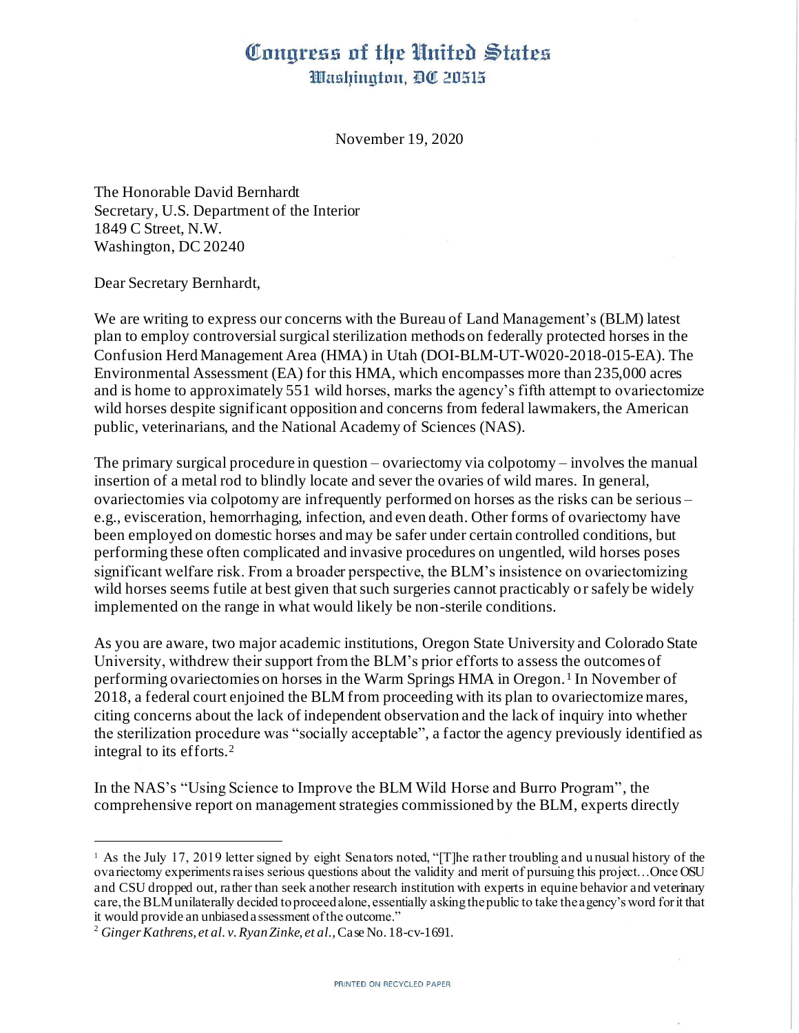# Congress of the United States
## Washington, DC 20515

November 19, 2020

The Honorable David Bernhardt
Secretary, U.S. Department of the Interior
1849 C Street, N.W.
Washington, DC 20240

Dear Secretary Bernhardt,

We are writing to express our concerns with the Bureau of Land Management's (BLM) latest plan to employ controversial surgical sterilization methods on federally protected horses in the Confusion Herd Management Area (HMA) in Utah (DOI-BLM-UT-W020-2018-015-EA). The Environmental Assessment (EA) for this HMA, which encompasses more than 235,000 acres and is home to approximately 551 wild horses, marks the agency's fifth attempt to ovariectomize wild horses despite significant opposition and concerns from federal lawmakers, the American public, veterinarians, and the National Academy of Sciences (NAS).

The primary surgical procedure in question – ovariectomy via colpotomy – involves the manual insertion of a metal rod to blindly locate and sever the ovaries of wild mares. In general, ovariectomies via colpotomy are infrequently performed on horses as the risks can be serious – e.g., evisceration, hemorrhaging, infection, and even death. Other forms of ovariectomy have been employed on domestic horses and may be safer under certain controlled conditions, but performing these often complicated and invasive procedures on ungentled, wild horses poses significant welfare risk. From a broader perspective, the BLM's insistence on ovariectomizing wild horses seems futile at best given that such surgeries cannot practicably or safely be widely implemented on the range in what would likely be non-sterile conditions.

As you are aware, two major academic institutions, Oregon State University and Colorado State University, withdrew their support from the BLM's prior efforts to assess the outcomes of performing ovariectomies on horses in the Warm Springs HMA in Oregon.[1] In November of 2018, a federal court enjoined the BLM from proceeding with its plan to ovariectomize mares, citing concerns about the lack of independent observation and the lack of inquiry into whether the sterilization procedure was "socially acceptable", a factor the agency previously identified as integral to its efforts.[2]

In the NAS's "Using Science to Improve the BLM Wild Horse and Burro Program", the comprehensive report on management strategies commissioned by the BLM, experts directly

---

[1] As the July 17, 2019 letter signed by eight Senators noted, "[T]he rather troubling and unusual history of the ovariectomy experiments raises serious questions about the validity and merit of pursuing this project…Once OSU and CSU dropped out, rather than seek another research institution with experts in equine behavior and veterinary care, the BLM unilaterally decided to proceed alone, essentially asking the public to take the agency's word for it that it would provide an unbiased assessment of the outcome."

[2] *Ginger Kathrens, et al. v. Ryan Zinke, et al.*, Case No. 18-cv-1691.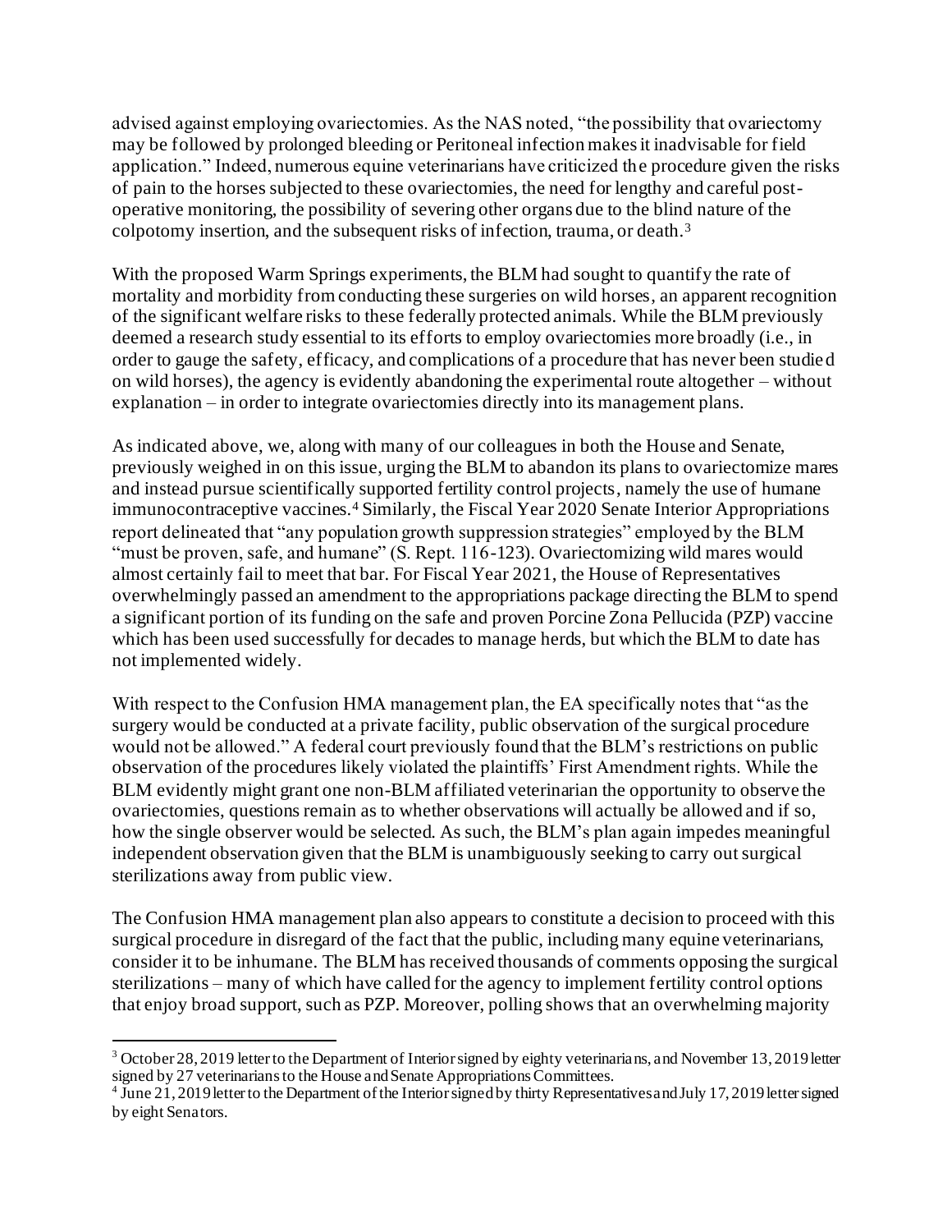advised against employing ovariectomies. As the NAS noted, "the possibility that ovariectomy may be followed by prolonged bleeding or Peritoneal infection makes it inadvisable for field application." Indeed, numerous equine veterinarians have criticized the procedure given the risks of pain to the horses subjected to these ovariectomies, the need for lengthy and careful post-operative monitoring, the possibility of severing other organs due to the blind nature of the colpotomy insertion, and the subsequent risks of infection, trauma, or death.[3]

With the proposed Warm Springs experiments, the BLM had sought to quantify the rate of mortality and morbidity from conducting these surgeries on wild horses, an apparent recognition of the significant welfare risks to these federally protected animals. While the BLM previously deemed a research study essential to its efforts to employ ovariectomies more broadly (i.e., in order to gauge the safety, efficacy, and complications of a procedure that has never been studied on wild horses), the agency is evidently abandoning the experimental route altogether – without explanation – in order to integrate ovariectomies directly into its management plans.

As indicated above, we, along with many of our colleagues in both the House and Senate, previously weighed in on this issue, urging the BLM to abandon its plans to ovariectomize mares and instead pursue scientifically supported fertility control projects, namely the use of humane immunocontraceptive vaccines.[4] Similarly, the Fiscal Year 2020 Senate Interior Appropriations report delineated that "any population growth suppression strategies" employed by the BLM "must be proven, safe, and humane" (S. Rept. 116-123). Ovariectomizing wild mares would almost certainly fail to meet that bar. For Fiscal Year 2021, the House of Representatives overwhelmingly passed an amendment to the appropriations package directing the BLM to spend a significant portion of its funding on the safe and proven Porcine Zona Pellucida (PZP) vaccine which has been used successfully for decades to manage herds, but which the BLM to date has not implemented widely.

With respect to the Confusion HMA management plan, the EA specifically notes that "as the surgery would be conducted at a private facility, public observation of the surgical procedure would not be allowed." A federal court previously found that the BLM's restrictions on public observation of the procedures likely violated the plaintiffs' First Amendment rights. While the BLM evidently might grant one non-BLM affiliated veterinarian the opportunity to observe the ovariectomies, questions remain as to whether observations will actually be allowed and if so, how the single observer would be selected. As such, the BLM's plan again impedes meaningful independent observation given that the BLM is unambiguously seeking to carry out surgical sterilizations away from public view.

The Confusion HMA management plan also appears to constitute a decision to proceed with this surgical procedure in disregard of the fact that the public, including many equine veterinarians, consider it to be inhumane. The BLM has received thousands of comments opposing the surgical sterilizations – many of which have called for the agency to implement fertility control options that enjoy broad support, such as PZP. Moreover, polling shows that an overwhelming majority

---

[3] October 28, 2019 letter to the Department of Interior signed by eighty veterinarians, and November 13, 2019 letter signed by 27 veterinarians to the House and Senate Appropriations Committees.

[4] June 21, 2019 letter to the Department of the Interior signed by thirty Representatives and July 17, 2019 letter signed by eight Senators.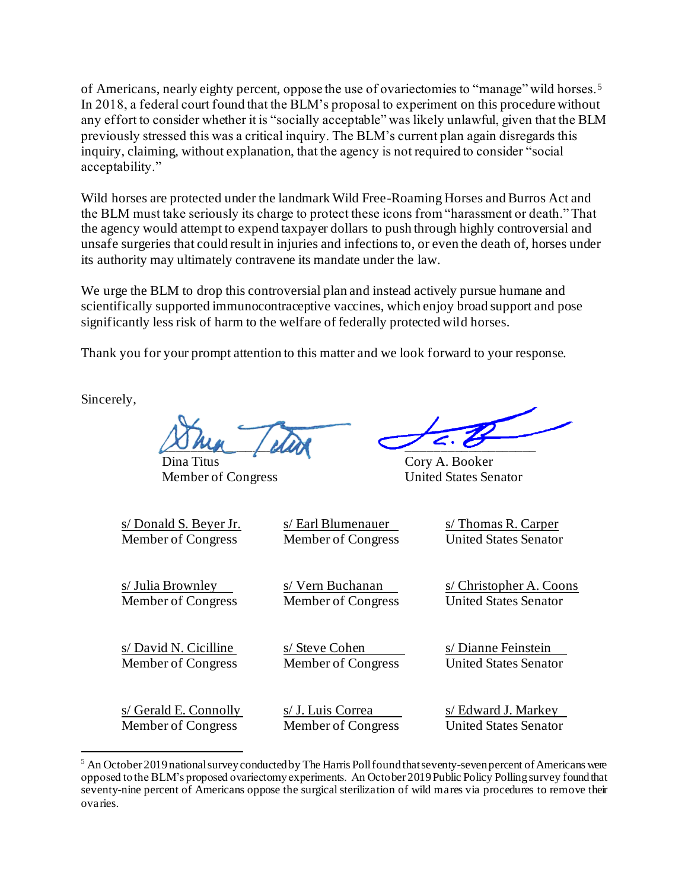of Americans, nearly eighty percent, oppose the use of ovariectomies to "manage" wild horses.[5] In 2018, a federal court found that the BLM's proposal to experiment on this procedure without any effort to consider whether it is "socially acceptable" was likely unlawful, given that the BLM previously stressed this was a critical inquiry. The BLM's current plan again disregards this inquiry, claiming, without explanation, that the agency is not required to consider "social acceptability."

Wild horses are protected under the landmark Wild Free-Roaming Horses and Burros Act and the BLM must take seriously its charge to protect these icons from "harassment or death." That the agency would attempt to expend taxpayer dollars to push through highly controversial and unsafe surgeries that could result in injuries and infections to, or even the death of, horses under its authority may ultimately contravene its mandate under the law.

We urge the BLM to drop this controversial plan and instead actively pursue humane and scientifically supported immunocontraceptive vaccines, which enjoy broad support and pose significantly less risk of harm to the welfare of federally protected wild horses.

Thank you for your prompt attention to this matter and we look forward to your response.

Sincerely,

| | |
|---|---|
| Dina Titus<br>Member of Congress | Cory A. Booker<br>United States Senator |

| | | |
|---|---|---|
| s/ Donald S. Beyer Jr.<br>Member of Congress | s/ Earl Blumenauer<br>Member of Congress | s/ Thomas R. Carper<br>United States Senator |
| s/ Julia Brownley<br>Member of Congress | s/ Vern Buchanan<br>Member of Congress | s/ Christopher A. Coons<br>United States Senator |
| s/ David N. Cicilline<br>Member of Congress | s/ Steve Cohen<br>Member of Congress | s/ Dianne Feinstein<br>United States Senator |
| s/ Gerald E. Connolly<br>Member of Congress | s/ J. Luis Correa<br>Member of Congress | s/ Edward J. Markey<br>United States Senator |

[5] An October 2019 national survey conducted by The Harris Poll found that seventy-seven percent of Americans were opposed to the BLM's proposed ovariectomy experiments. An October 2019 Public Policy Polling survey found that seventy-nine percent of Americans oppose the surgical sterilization of wild mares via procedures to remove their ovaries.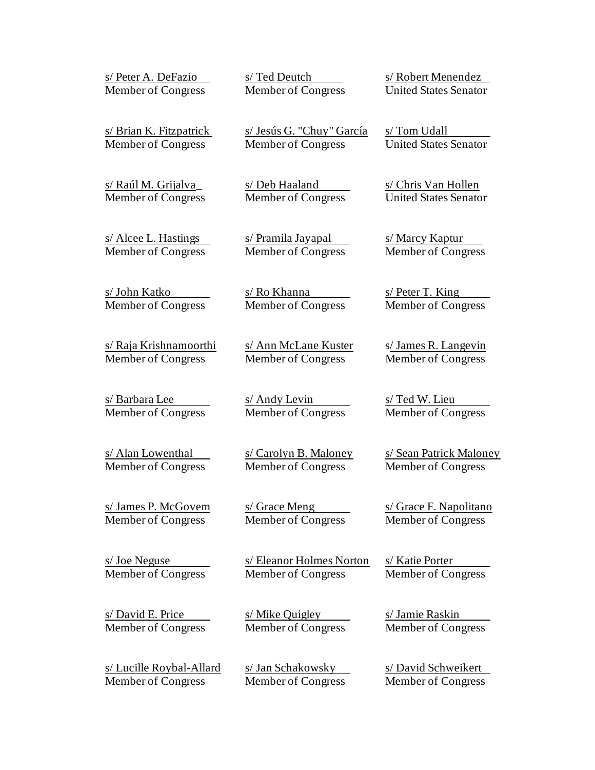s/ Peter A. DeFazio
Member of Congress

s/ Ted Deutch
Member of Congress

s/ Robert Menendez
United States Senator

s/ Brian K. Fitzpatrick
Member of Congress

s/ Jesús G. "Chuy" García
Member of Congress

s/ Tom Udall
United States Senator

s/ Raúl M. Grijalva
Member of Congress

s/ Deb Haaland
Member of Congress

s/ Chris Van Hollen
United States Senator

s/ Alcee L. Hastings
Member of Congress

s/ Pramila Jayapal
Member of Congress

s/ Marcy Kaptur
Member of Congress

s/ John Katko
Member of Congress

s/ Ro Khanna
Member of Congress

s/ Peter T. King
Member of Congress

s/ Raja Krishnamoorthi
Member of Congress

s/ Ann McLane Kuster
Member of Congress

s/ James R. Langevin
Member of Congress

s/ Barbara Lee
Member of Congress

s/ Andy Levin
Member of Congress

s/ Ted W. Lieu
Member of Congress

s/ Alan Lowenthal
Member of Congress

s/ Carolyn B. Maloney
Member of Congress

s/ Sean Patrick Maloney
Member of Congress

s/ James P. McGovern
Member of Congress

s/ Grace Meng
Member of Congress

s/ Grace F. Napolitano
Member of Congress

s/ Joe Neguse
Member of Congress

s/ Eleanor Holmes Norton
Member of Congress

s/ Katie Porter
Member of Congress

s/ David E. Price
Member of Congress

s/ Mike Quigley
Member of Congress

s/ Jamie Raskin
Member of Congress

s/ Lucille Roybal-Allard
Member of Congress

s/ Jan Schakowsky
Member of Congress

s/ David Schweikert
Member of Congress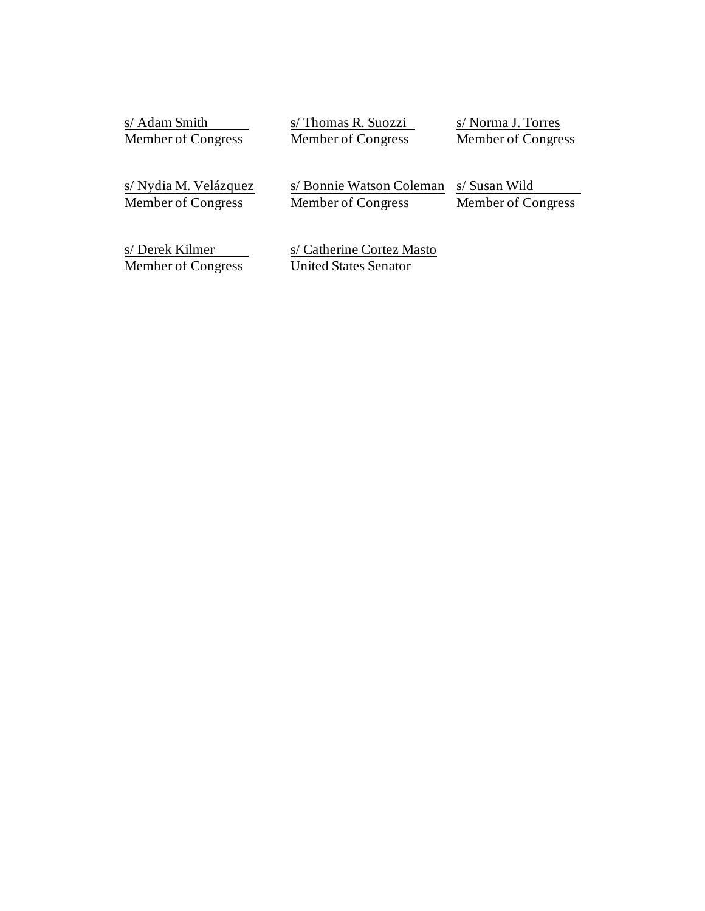s/ Adam Smith
Member of Congress

s/ Thomas R. Suozzi
Member of Congress

s/ Norma J. Torres
Member of Congress

s/ Nydia M. Velázquez
Member of Congress

s/ Bonnie Watson Coleman
Member of Congress

s/ Susan Wild
Member of Congress

s/ Derek Kilmer
Member of Congress

s/ Catherine Cortez Masto
United States Senator